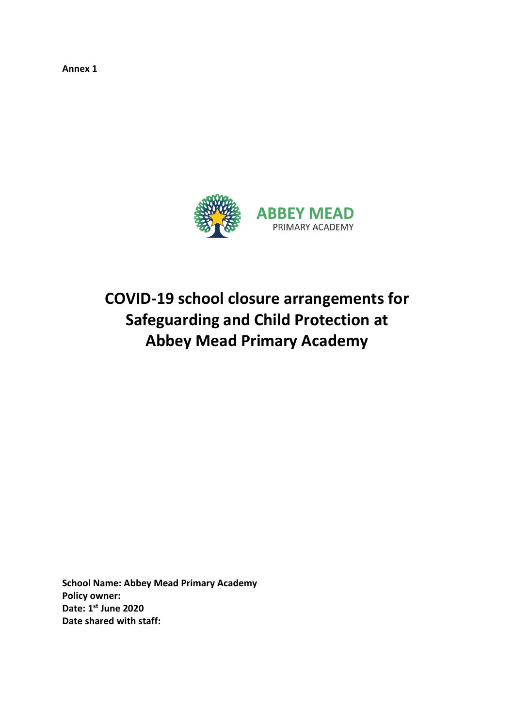**Annex 1**

ABBEY MEAD
PRIMARY ACADEMY

# COVID-19 school closure arrangements for Safeguarding and Child Protection at Abbey Mead Primary Academy

**School Name: Abbey Mead Primary Academy**
**Policy owner:**
**Date: 1st June 2020**
**Date shared with staff:**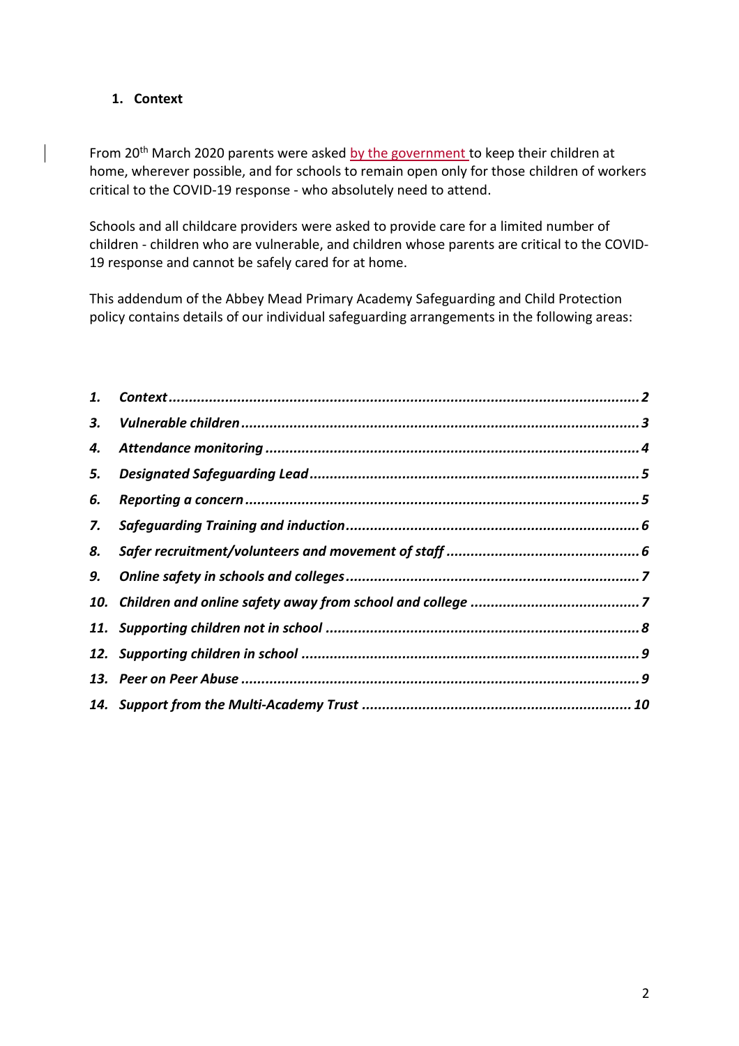## 1. Context

From 20th March 2020 parents were asked by the government to keep their children at home, wherever possible, and for schools to remain open only for those children of workers critical to the COVID-19 response - who absolutely need to attend.

Schools and all childcare providers were asked to provide care for a limited number of children - children who are vulnerable, and children whose parents are critical to the COVID-19 response and cannot be safely cared for at home.

This addendum of the Abbey Mead Primary Academy Safeguarding and Child Protection policy contains details of our individual safeguarding arrangements in the following areas:

- ***1. Context ... 2***
- ***3. Vulnerable children ... 3***
- ***4. Attendance monitoring ... 4***
- ***5. Designated Safeguarding Lead ... 5***
- ***6. Reporting a concern ... 5***
- ***7. Safeguarding Training and induction ... 6***
- ***8. Safer recruitment/volunteers and movement of staff ... 6***
- ***9. Online safety in schools and colleges ... 7***
- ***10. Children and online safety away from school and college ... 7***
- ***11. Supporting children not in school ... 8***
- ***12. Supporting children in school ... 9***
- ***13. Peer on Peer Abuse ... 9***
- ***14. Support from the Multi-Academy Trust ... 10***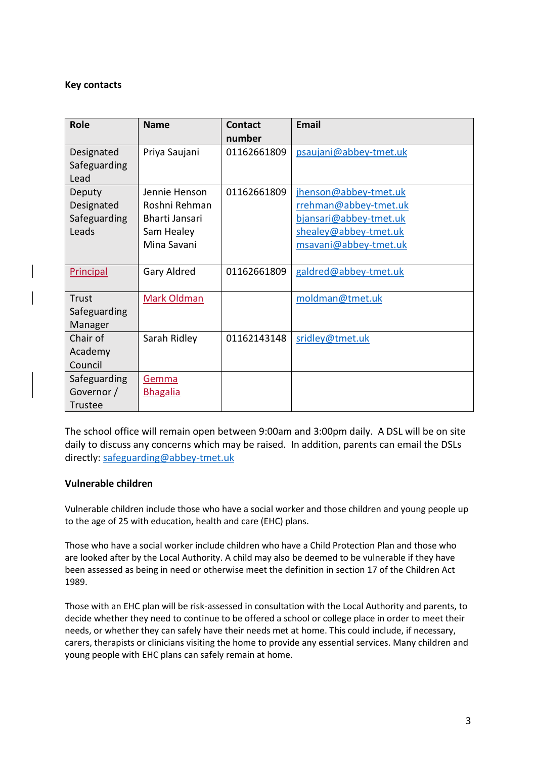**Key contacts**

| Role | Name | Contact number | Email |
|---|---|---|---|
| Designated Safeguarding Lead | Priya Saujani | 01162661809 | psaujani@abbey-tmet.uk |
| Deputy Designated Safeguarding Leads | Jennie Henson<br>Roshni Rehman<br>Bharti Jansari<br>Sam Healey<br>Mina Savani | 01162661809 | jhenson@abbey-tmet.uk<br>rrehman@abbey-tmet.uk<br>bjansari@abbey-tmet.uk<br>shealey@abbey-tmet.uk<br>msavani@abbey-tmet.uk |
| Principal | Gary Aldred | 01162661809 | galdred@abbey-tmet.uk |
| Trust Safeguarding Manager | Mark Oldman | | moldman@tmet.uk |
| Chair of Academy Council | Sarah Ridley | 01162143148 | sridley@tmet.uk |
| Safeguarding Governor / Trustee | Gemma Bhagalia | | |

The school office will remain open between 9:00am and 3:00pm daily. A DSL will be on site daily to discuss any concerns which may be raised. In addition, parents can email the DSLs directly: safeguarding@abbey-tmet.uk

**Vulnerable children**

Vulnerable children include those who have a social worker and those children and young people up to the age of 25 with education, health and care (EHC) plans.

Those who have a social worker include children who have a Child Protection Plan and those who are looked after by the Local Authority. A child may also be deemed to be vulnerable if they have been assessed as being in need or otherwise meet the definition in section 17 of the Children Act 1989.

Those with an EHC plan will be risk-assessed in consultation with the Local Authority and parents, to decide whether they need to continue to be offered a school or college place in order to meet their needs, or whether they can safely have their needs met at home. This could include, if necessary, carers, therapists or clinicians visiting the home to provide any essential services. Many children and young people with EHC plans can safely remain at home.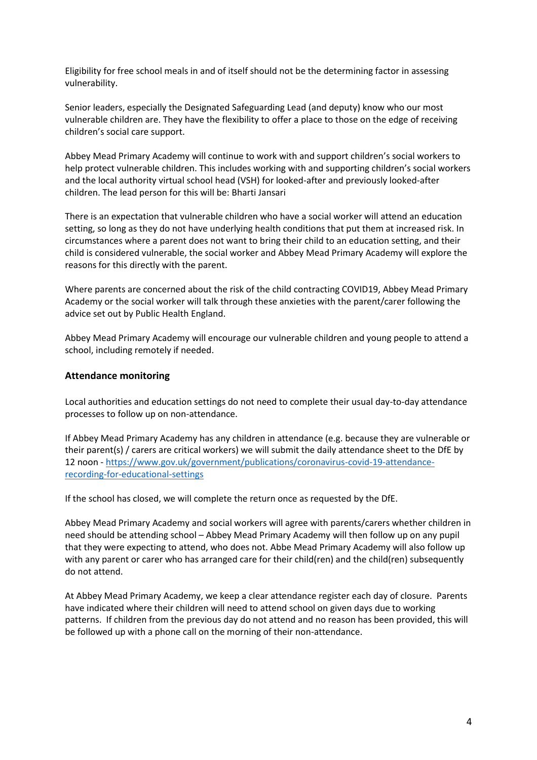Eligibility for free school meals in and of itself should not be the determining factor in assessing vulnerability.

Senior leaders, especially the Designated Safeguarding Lead (and deputy) know who our most vulnerable children are. They have the flexibility to offer a place to those on the edge of receiving children's social care support.

Abbey Mead Primary Academy will continue to work with and support children's social workers to help protect vulnerable children. This includes working with and supporting children's social workers and the local authority virtual school head (VSH) for looked-after and previously looked-after children. The lead person for this will be: Bharti Jansari

There is an expectation that vulnerable children who have a social worker will attend an education setting, so long as they do not have underlying health conditions that put them at increased risk. In circumstances where a parent does not want to bring their child to an education setting, and their child is considered vulnerable, the social worker and Abbey Mead Primary Academy will explore the reasons for this directly with the parent.

Where parents are concerned about the risk of the child contracting COVID19, Abbey Mead Primary Academy or the social worker will talk through these anxieties with the parent/carer following the advice set out by Public Health England.

Abbey Mead Primary Academy will encourage our vulnerable children and young people to attend a school, including remotely if needed.

### Attendance monitoring

Local authorities and education settings do not need to complete their usual day-to-day attendance processes to follow up on non-attendance.

If Abbey Mead Primary Academy has any children in attendance (e.g. because they are vulnerable or their parent(s) / carers are critical workers) we will submit the daily attendance sheet to the DfE by 12 noon - [https://www.gov.uk/government/publications/coronavirus-covid-19-attendance-recording-for-educational-settings](https://www.gov.uk/government/publications/coronavirus-covid-19-attendance-recording-for-educational-settings)

If the school has closed, we will complete the return once as requested by the DfE.

Abbey Mead Primary Academy and social workers will agree with parents/carers whether children in need should be attending school – Abbey Mead Primary Academy will then follow up on any pupil that they were expecting to attend, who does not. Abbe Mead Primary Academy will also follow up with any parent or carer who has arranged care for their child(ren) and the child(ren) subsequently do not attend.

At Abbey Mead Primary Academy, we keep a clear attendance register each day of closure. Parents have indicated where their children will need to attend school on given days due to working patterns. If children from the previous day do not attend and no reason has been provided, this will be followed up with a phone call on the morning of their non-attendance.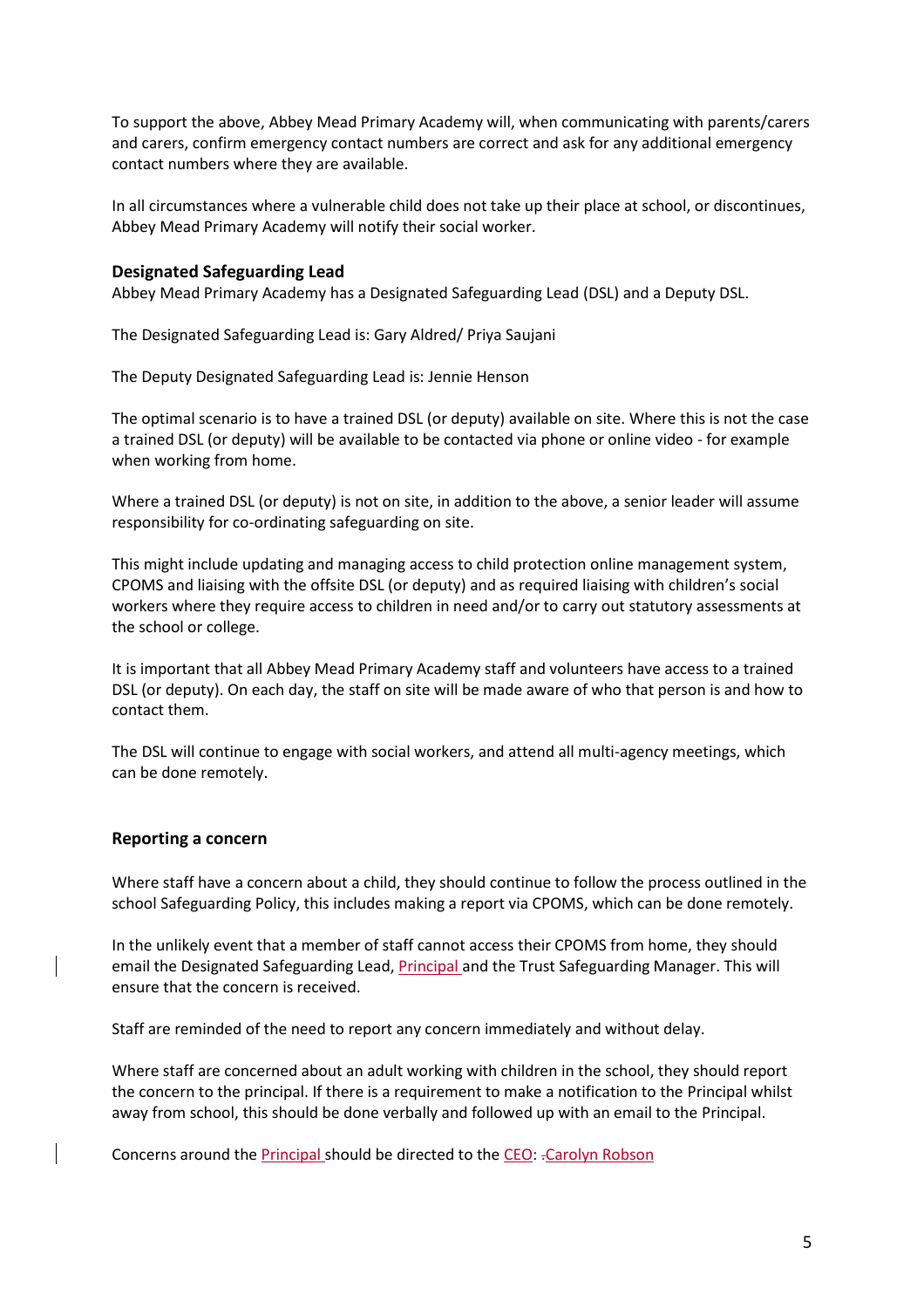To support the above, Abbey Mead Primary Academy will, when communicating with parents/carers and carers, confirm emergency contact numbers are correct and ask for any additional emergency contact numbers where they are available.

In all circumstances where a vulnerable child does not take up their place at school, or discontinues, Abbey Mead Primary Academy will notify their social worker.

### Designated Safeguarding Lead

Abbey Mead Primary Academy has a Designated Safeguarding Lead (DSL) and a Deputy DSL.

The Designated Safeguarding Lead is: Gary Aldred/ Priya Saujani

The Deputy Designated Safeguarding Lead is: Jennie Henson

The optimal scenario is to have a trained DSL (or deputy) available on site. Where this is not the case a trained DSL (or deputy) will be available to be contacted via phone or online video - for example when working from home.

Where a trained DSL (or deputy) is not on site, in addition to the above, a senior leader will assume responsibility for co-ordinating safeguarding on site.

This might include updating and managing access to child protection online management system, CPOMS and liaising with the offsite DSL (or deputy) and as required liaising with children's social workers where they require access to children in need and/or to carry out statutory assessments at the school or college.

It is important that all Abbey Mead Primary Academy staff and volunteers have access to a trained DSL (or deputy). On each day, the staff on site will be made aware of who that person is and how to contact them.

The DSL will continue to engage with social workers, and attend all multi-agency meetings, which can be done remotely.

### Reporting a concern

Where staff have a concern about a child, they should continue to follow the process outlined in the school Safeguarding Policy, this includes making a report via CPOMS, which can be done remotely.

In the unlikely event that a member of staff cannot access their CPOMS from home, they should email the Designated Safeguarding Lead, Principal and the Trust Safeguarding Manager. This will ensure that the concern is received.

Staff are reminded of the need to report any concern immediately and without delay.

Where staff are concerned about an adult working with children in the school, they should report the concern to the principal. If there is a requirement to make a notification to the Principal whilst away from school, this should be done verbally and followed up with an email to the Principal.

Concerns around the Principal should be directed to the CEO: Carolyn Robson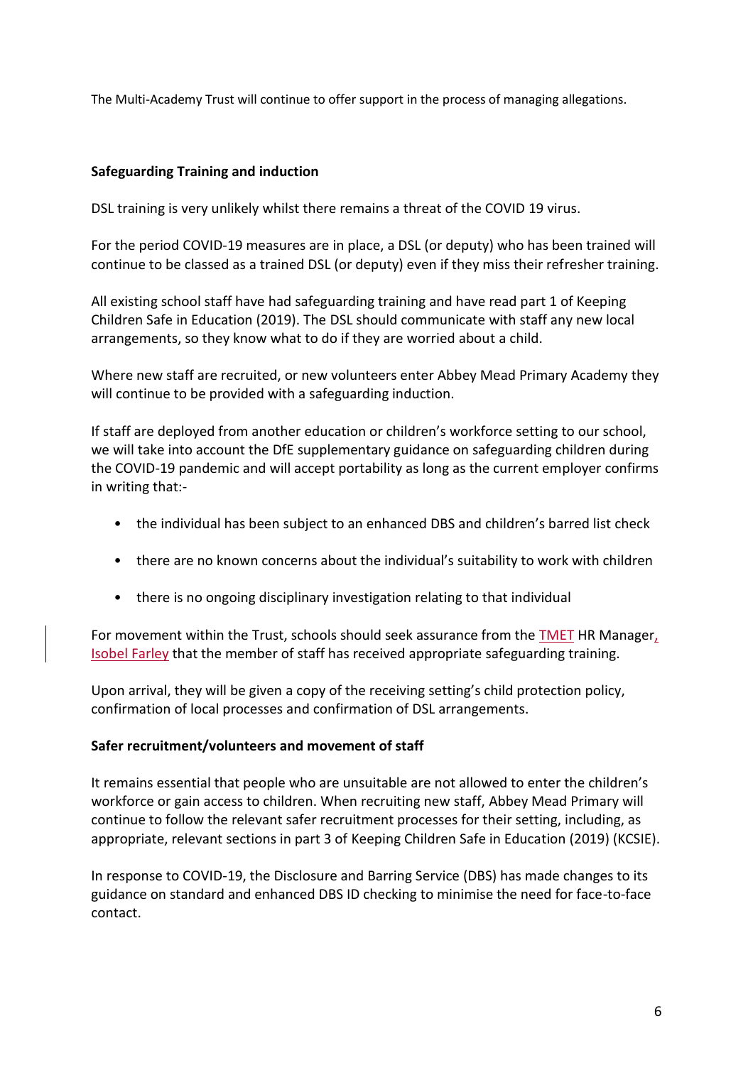The Multi-Academy Trust will continue to offer support in the process of managing allegations.

**Safeguarding Training and induction**

DSL training is very unlikely whilst there remains a threat of the COVID 19 virus.

For the period COVID-19 measures are in place, a DSL (or deputy) who has been trained will continue to be classed as a trained DSL (or deputy) even if they miss their refresher training.

All existing school staff have had safeguarding training and have read part 1 of Keeping Children Safe in Education (2019). The DSL should communicate with staff any new local arrangements, so they know what to do if they are worried about a child.

Where new staff are recruited, or new volunteers enter Abbey Mead Primary Academy they will continue to be provided with a safeguarding induction.

If staff are deployed from another education or children's workforce setting to our school, we will take into account the DfE supplementary guidance on safeguarding children during the COVID-19 pandemic and will accept portability as long as the current employer confirms in writing that:-

- the individual has been subject to an enhanced DBS and children's barred list check
- there are no known concerns about the individual's suitability to work with children
- there is no ongoing disciplinary investigation relating to that individual

For movement within the Trust, schools should seek assurance from the TMET HR Manager, Isobel Farley that the member of staff has received appropriate safeguarding training.

Upon arrival, they will be given a copy of the receiving setting's child protection policy, confirmation of local processes and confirmation of DSL arrangements.

**Safer recruitment/volunteers and movement of staff**

It remains essential that people who are unsuitable are not allowed to enter the children's workforce or gain access to children. When recruiting new staff, Abbey Mead Primary will continue to follow the relevant safer recruitment processes for their setting, including, as appropriate, relevant sections in part 3 of Keeping Children Safe in Education (2019) (KCSIE).

In response to COVID-19, the Disclosure and Barring Service (DBS) has made changes to its guidance on standard and enhanced DBS ID checking to minimise the need for face-to-face contact.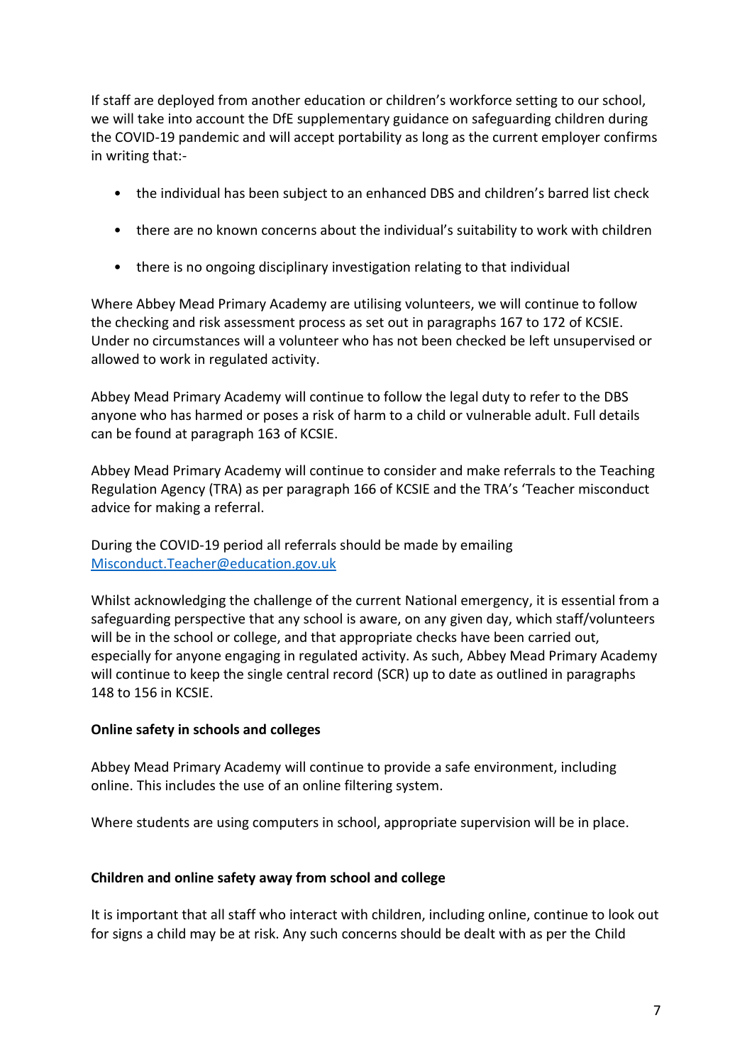If staff are deployed from another education or children's workforce setting to our school, we will take into account the DfE supplementary guidance on safeguarding children during the COVID-19 pandemic and will accept portability as long as the current employer confirms in writing that:-

- the individual has been subject to an enhanced DBS and children's barred list check
- there are no known concerns about the individual's suitability to work with children
- there is no ongoing disciplinary investigation relating to that individual

Where Abbey Mead Primary Academy are utilising volunteers, we will continue to follow the checking and risk assessment process as set out in paragraphs 167 to 172 of KCSIE. Under no circumstances will a volunteer who has not been checked be left unsupervised or allowed to work in regulated activity.

Abbey Mead Primary Academy will continue to follow the legal duty to refer to the DBS anyone who has harmed or poses a risk of harm to a child or vulnerable adult. Full details can be found at paragraph 163 of KCSIE.

Abbey Mead Primary Academy will continue to consider and make referrals to the Teaching Regulation Agency (TRA) as per paragraph 166 of KCSIE and the TRA's 'Teacher misconduct advice for making a referral.

During the COVID-19 period all referrals should be made by emailing [Misconduct.Teacher@education.gov.uk](mailto:Misconduct.Teacher@education.gov.uk)

Whilst acknowledging the challenge of the current National emergency, it is essential from a safeguarding perspective that any school is aware, on any given day, which staff/volunteers will be in the school or college, and that appropriate checks have been carried out, especially for anyone engaging in regulated activity. As such, Abbey Mead Primary Academy will continue to keep the single central record (SCR) up to date as outlined in paragraphs 148 to 156 in KCSIE.

**Online safety in schools and colleges**

Abbey Mead Primary Academy will continue to provide a safe environment, including online. This includes the use of an online filtering system.

Where students are using computers in school, appropriate supervision will be in place.

**Children and online safety away from school and college**

It is important that all staff who interact with children, including online, continue to look out for signs a child may be at risk. Any such concerns should be dealt with as per the Child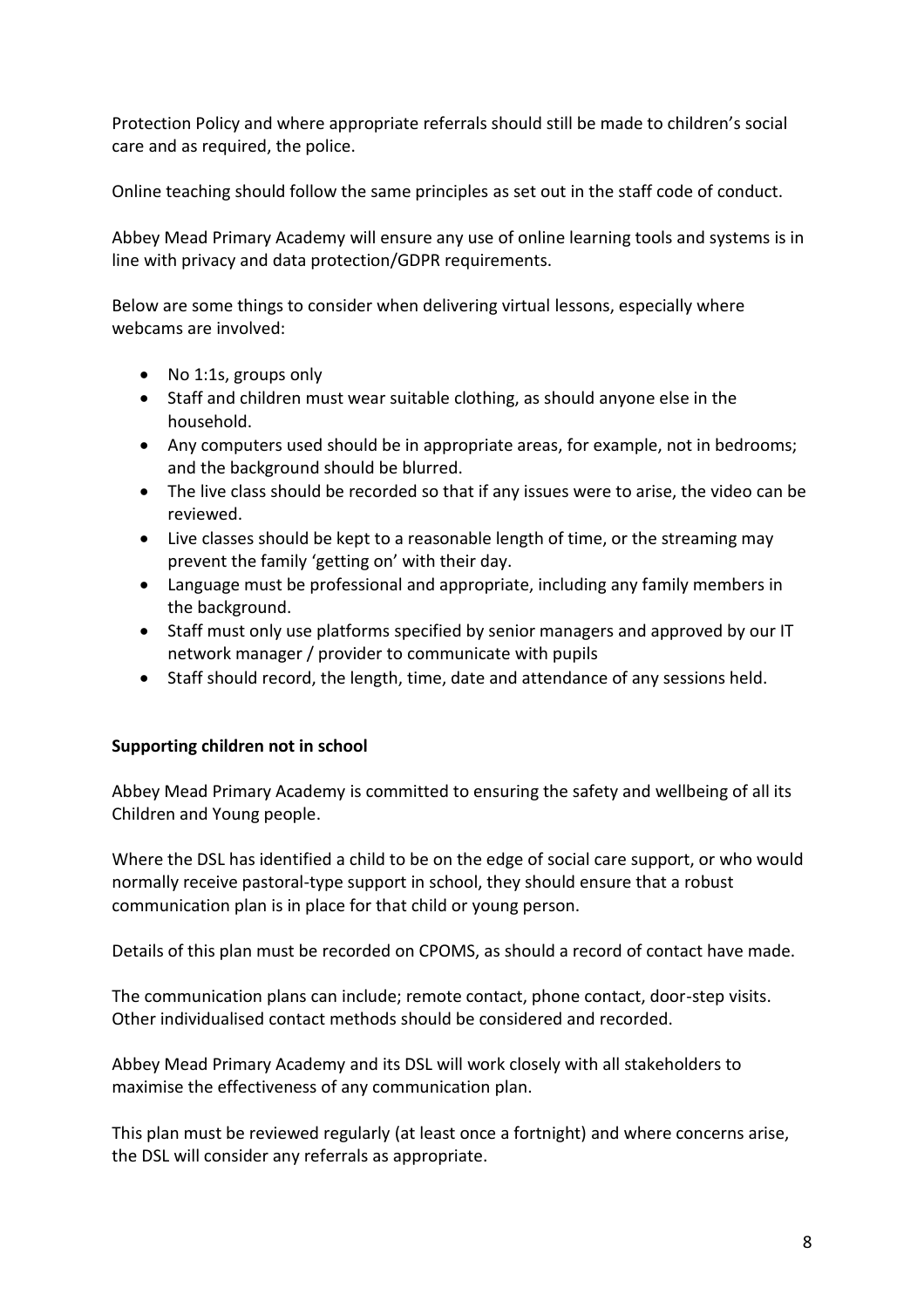Protection Policy and where appropriate referrals should still be made to children's social care and as required, the police.

Online teaching should follow the same principles as set out in the staff code of conduct.

Abbey Mead Primary Academy will ensure any use of online learning tools and systems is in line with privacy and data protection/GDPR requirements.

Below are some things to consider when delivering virtual lessons, especially where webcams are involved:

- No 1:1s, groups only
- Staff and children must wear suitable clothing, as should anyone else in the household.
- Any computers used should be in appropriate areas, for example, not in bedrooms; and the background should be blurred.
- The live class should be recorded so that if any issues were to arise, the video can be reviewed.
- Live classes should be kept to a reasonable length of time, or the streaming may prevent the family 'getting on' with their day.
- Language must be professional and appropriate, including any family members in the background.
- Staff must only use platforms specified by senior managers and approved by our IT network manager / provider to communicate with pupils
- Staff should record, the length, time, date and attendance of any sessions held.

**Supporting children not in school**

Abbey Mead Primary Academy is committed to ensuring the safety and wellbeing of all its Children and Young people.

Where the DSL has identified a child to be on the edge of social care support, or who would normally receive pastoral-type support in school, they should ensure that a robust communication plan is in place for that child or young person.

Details of this plan must be recorded on CPOMS, as should a record of contact have made.

The communication plans can include; remote contact, phone contact, door-step visits. Other individualised contact methods should be considered and recorded.

Abbey Mead Primary Academy and its DSL will work closely with all stakeholders to maximise the effectiveness of any communication plan.

This plan must be reviewed regularly (at least once a fortnight) and where concerns arise, the DSL will consider any referrals as appropriate.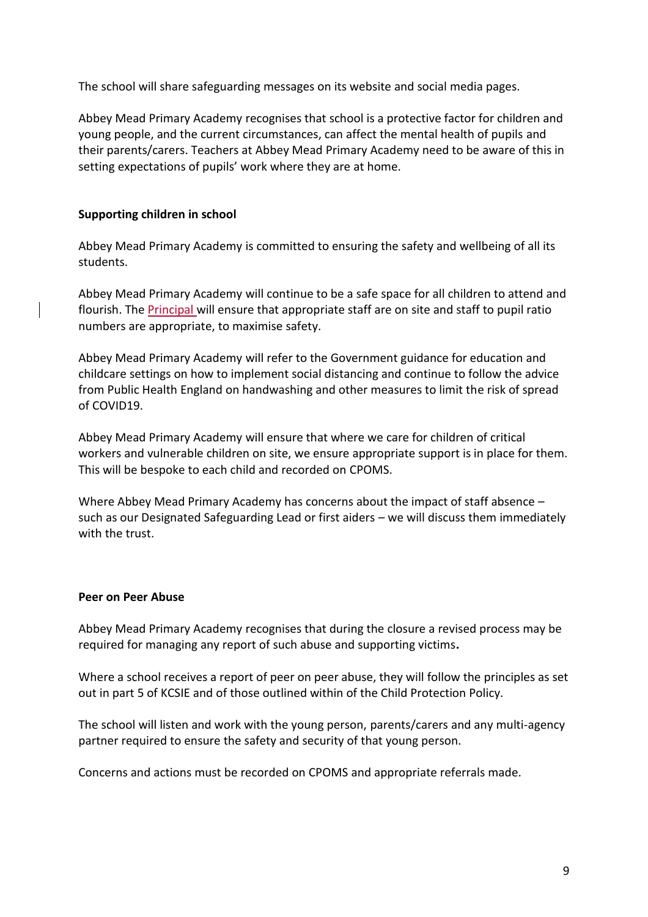The school will share safeguarding messages on its website and social media pages.

Abbey Mead Primary Academy recognises that school is a protective factor for children and young people, and the current circumstances, can affect the mental health of pupils and their parents/carers. Teachers at Abbey Mead Primary Academy need to be aware of this in setting expectations of pupils' work where they are at home.

**Supporting children in school**

Abbey Mead Primary Academy is committed to ensuring the safety and wellbeing of all its students.

Abbey Mead Primary Academy will continue to be a safe space for all children to attend and flourish. The Principal will ensure that appropriate staff are on site and staff to pupil ratio numbers are appropriate, to maximise safety.

Abbey Mead Primary Academy will refer to the Government guidance for education and childcare settings on how to implement social distancing and continue to follow the advice from Public Health England on handwashing and other measures to limit the risk of spread of COVID19.

Abbey Mead Primary Academy will ensure that where we care for children of critical workers and vulnerable children on site, we ensure appropriate support is in place for them. This will be bespoke to each child and recorded on CPOMS.

Where Abbey Mead Primary Academy has concerns about the impact of staff absence – such as our Designated Safeguarding Lead or first aiders – we will discuss them immediately with the trust.

**Peer on Peer Abuse**

Abbey Mead Primary Academy recognises that during the closure a revised process may be required for managing any report of such abuse and supporting victims**.**

Where a school receives a report of peer on peer abuse, they will follow the principles as set out in part 5 of KCSIE and of those outlined within of the Child Protection Policy.

The school will listen and work with the young person, parents/carers and any multi-agency partner required to ensure the safety and security of that young person.

Concerns and actions must be recorded on CPOMS and appropriate referrals made.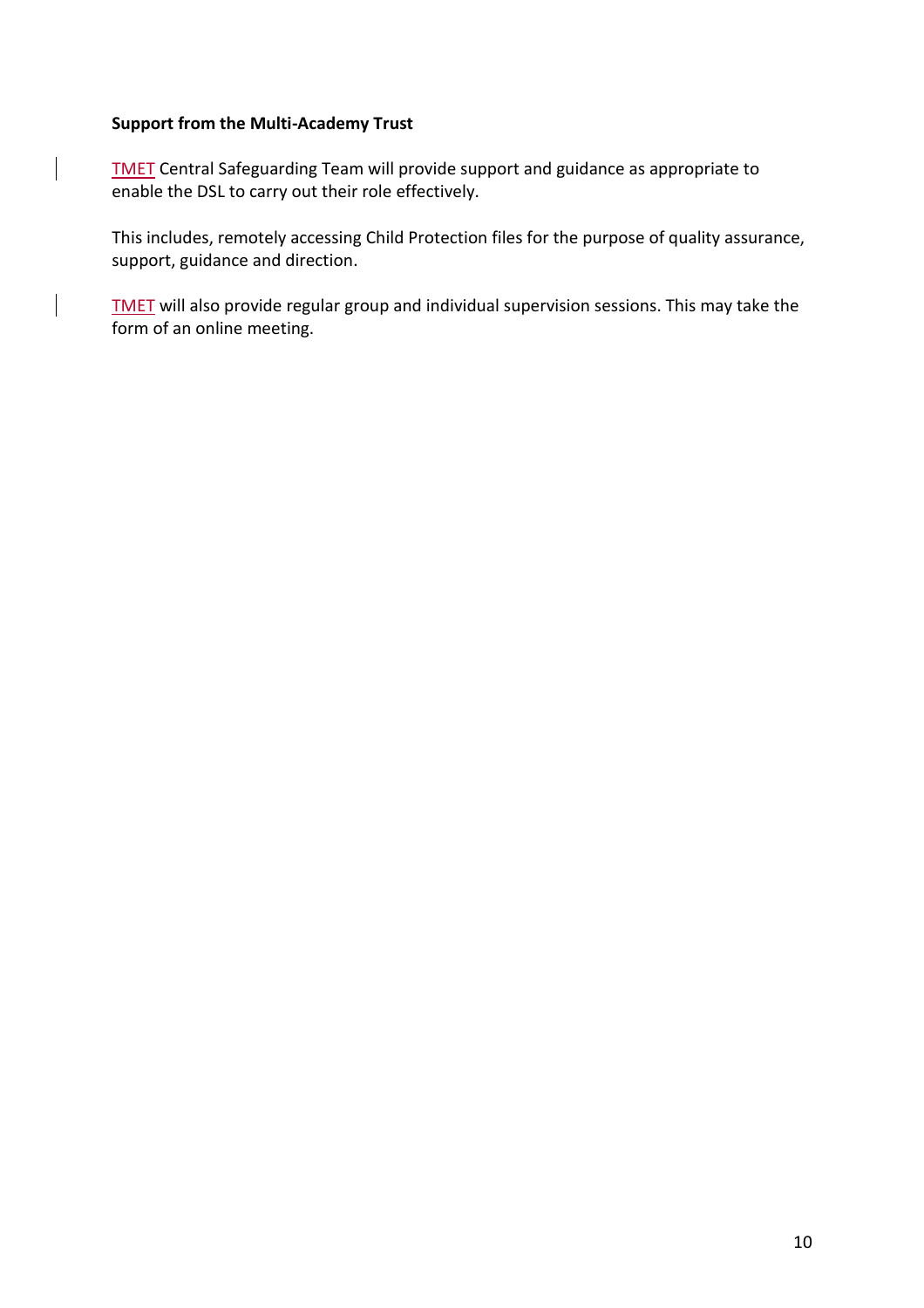**Support from the Multi-Academy Trust**

TMET Central Safeguarding Team will provide support and guidance as appropriate to enable the DSL to carry out their role effectively.

This includes, remotely accessing Child Protection files for the purpose of quality assurance, support, guidance and direction.

TMET will also provide regular group and individual supervision sessions. This may take the form of an online meeting.